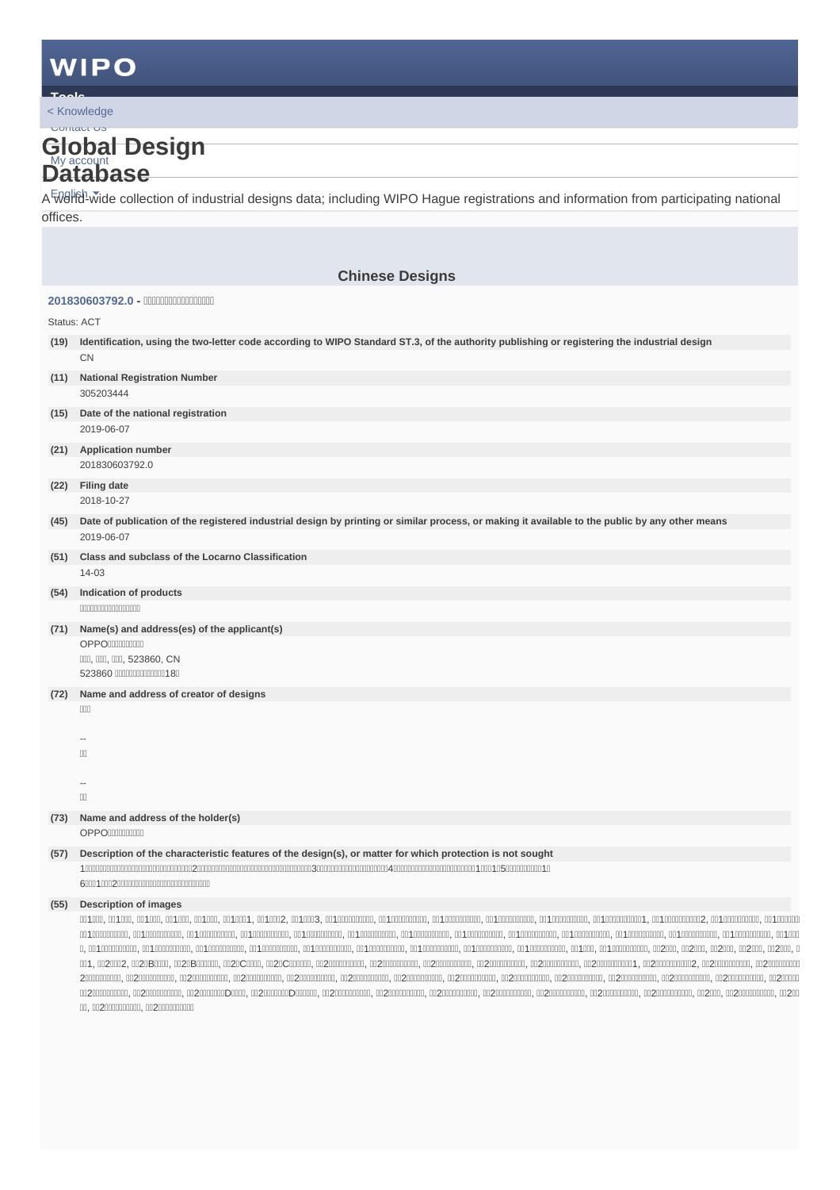# WIPO

< Knowledge

# Global Design Database

A world-wide collection of industrial designs data; including WIPO Hague registrations and information from participating national offices.

## Chinese Designs

**201830603792.0** - □□□□□□□□□□□□□□□□

Status: ACT

**(19) Identification, using the two-letter code according to WIPO Standard ST.3, of the authority publishing or registering the industrial design**
CN

**(11) National Registration Number**
305203444

**(15) Date of the national registration**
2019-06-07

**(21) Application number**
201830603792.0

**(22) Filing date**
2018-10-27

**(45) Date of publication of the registered industrial design by printing or similar process, or making it available to the public by any other means**
2019-06-07

**(51) Class and subclass of the Locarno Classification**
14-03

**(54) Indication of products**
□□□□□□□□□□□□□□□□

**(71) Name(s) and address(es) of the applicant(s)**
OPPO□□□□□□□□□
□□□, □□□, □□□, 523860, CN
523860 □□□□□□□□□□□□18□

**(72) Name and address of creator of designs**
□□□

--
□□

--
□□

**(73) Name and address of the holder(s)**
OPPO□□□□□□□□□

**(57) Description of the characteristic features of the design(s), or matter for which protection is not sought**
1□□□□□□□□□□□□□□□□□□□□□□□□□□2□□□□□□□□□□□□□□□□□□□□□□□□□□□□□□□□3□□□□□□□□□□□□□□□□□□□4□□□□□□□□□□□□□□□□□□□□□□□□1□□□1□5□□□□□□□□□□1□
6□□□1□□□2□□□□□□□□□□□□□□□□□□□□□□□

**(55) Description of images**
□□1□□□, □□1□□□, □□1□□□, □□1□□□, □□1□□□, □□1□□□1, □□1□□□2, □□1□□□3, □□1□□□□□□□□□, □□1□□□□□□□□□, □□1□□□□□□□□□, □□1□□□□□□□□□, □□1□□□□□□□□□, □□1□□□□□□□□□1, □□1□□□□□□□□□2, □□1□□□□□□□□□, □□1□□□□□□□□□, □□1□□□□□□□□□, □□1□□□□□□□□□, □□1□□□□□□□□□, □□1□□□□□□□□□, □□1□□□□□□□□□, □□1□□□□□□□□□, □□1□□□□□□□□□, □□1□□□□□□□□□, □□1□□□□□□□□□, □□1□□□□□□□□□, □□1□□□□□□□□□, □□1□□□□□□□□□, □□1□□□□□□□□□, □□1□□□□□□□□□, □□1□□□□□□□□□, □□1□□□□□□□□□, □□1□□□□□□□□□, □□1□□□□□□□□□, □□1□□□□□□□□□, □□1□□□□□□□□□, □□1□□□□□□□□□, □□1□□□□□□□□□, □□1□□□□□□□□□, □□1□□□□□□□□□, □□1□□□□□□□□□, □□1□□□, □□1□□□□□□□□□, □□2□□□, □□2□□□, □□2□□□, □□2□□□, □□2□□□, □□2□□1, □□2□□2, □□2□B□□□, □□2□B□□□□□, □□2□C□□□, □□2□C□□□□□, □□2□□□□□□□□□, □□2□□□□□□□□□, □□2□□□□□□□□□, □□2□□□□□□□□□, □□2□□□□□□□□□, □□2□□□□□□□□□1, □□2□□□□□□□□□2, □□2□□□□□□□□□, □□2□□□□□□□□□, □□2□□□□□□□□□, □□2□□□□□□□□□, □□2□□□□□□□□□, □□2□□□□□□□□□, □□2□□□□□□□□□, □□2□□□□□□□□□, □□2□□□□□□□□□, □□2□□□□□□□□□, □□2□□□□□□□□□, □□2□□□□□□□□□, □□2□□□□□□□□□, □□2□□□□□□□□□, □□2□□□□□□□□□, □□2□□□□□□□□□, □□2□□□□□D□□□, □□2□□□□□D□□□□□, □□2□□□□□□□□□, □□2□□□□□□□□□, □□2□□□□□□□□□, □□2□□□□□□□□□, □□2□□□□□□□□□, □□2□□□□□□□□□, □□2□□□□□□□□□, □□2□□□, □□2□□□□□□□□□, □□2□□□□□□□□□, □□2□□□□□□□□□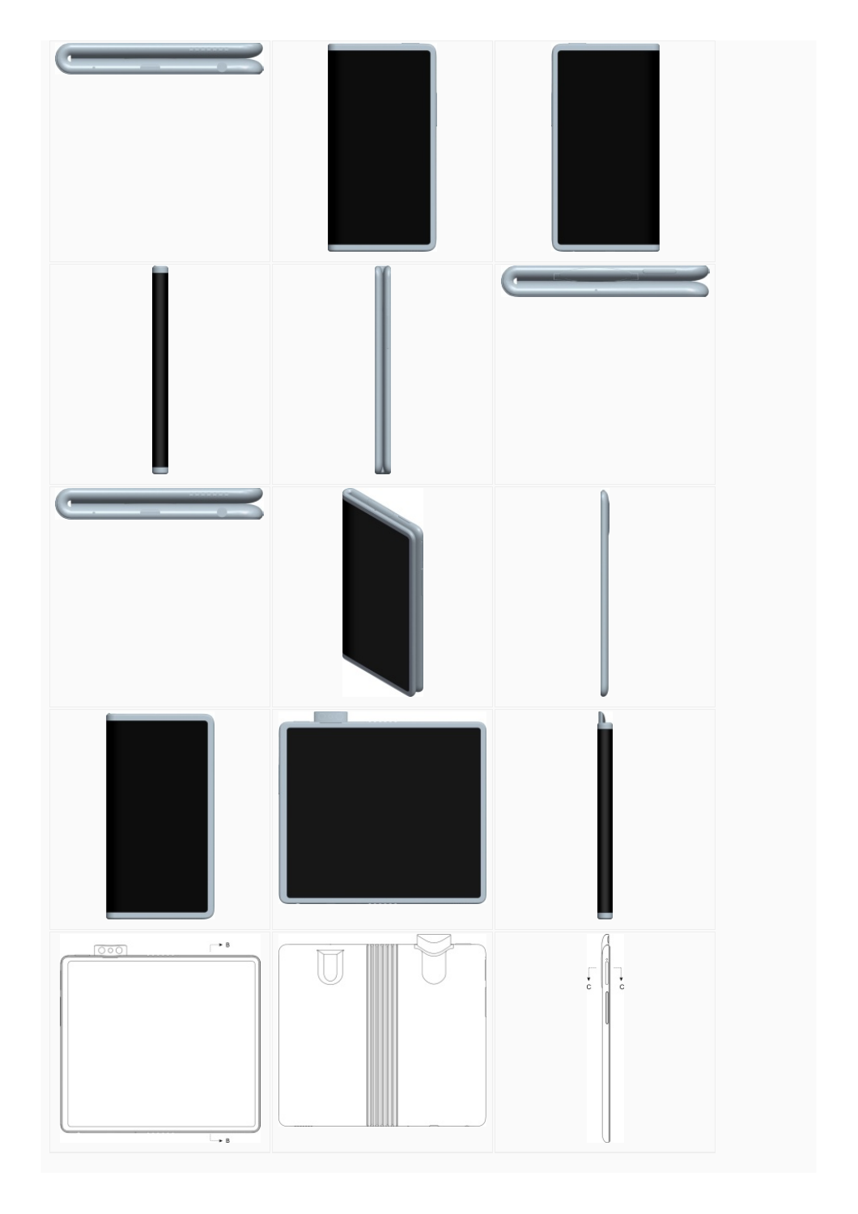B

B

C C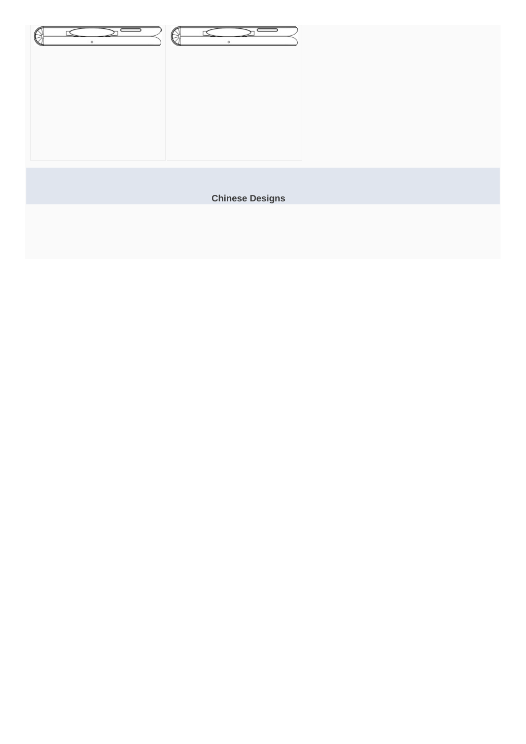## Chinese Designs